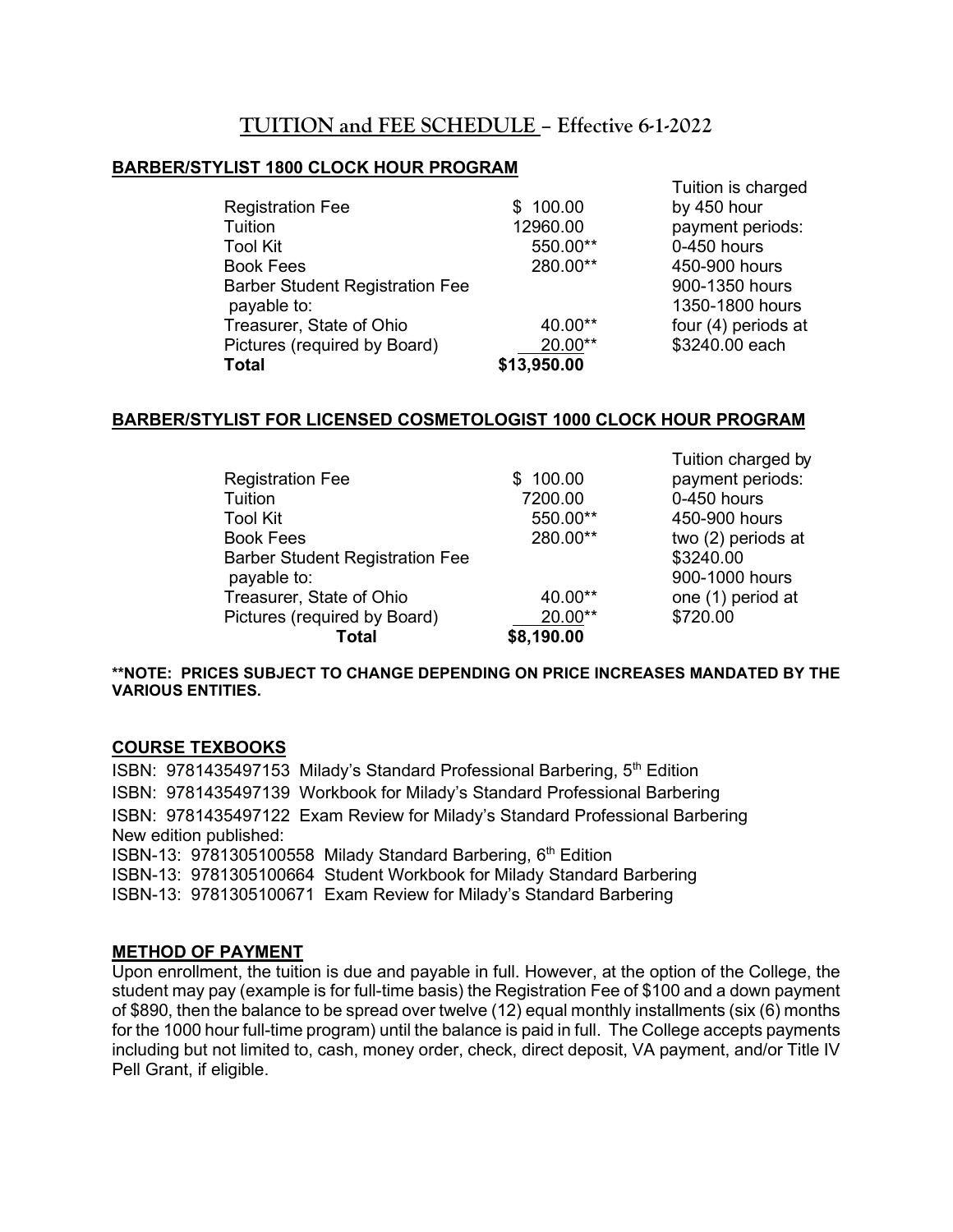# TUITION and FEE SCHEDULE – Effective 6-1-2022

## BARBER/STYLIST 1800 CLOCK HOUR PROGRAM

| | | |
|---|---|---|
| Registration Fee | $ 100.00 | Tuition is charged by 450 hour payment periods: |
| Tuition | 12960.00 | 0-450 hours |
| Tool Kit | 550.00** | 450-900 hours |
| Book Fees | 280.00** | 900-1350 hours |
| Barber Student Registration Fee payable to: | | 1350-1800 hours |
| Treasurer, State of Ohio | 40.00** | four (4) periods at |
| Pictures (required by Board) | 20.00** | $3240.00 each |
| **Total** | **$13,950.00** | |

## BARBER/STYLIST FOR LICENSED COSMETOLOGIST 1000 CLOCK HOUR PROGRAM

| | | |
|---|---|---|
| | | Tuition charged by |
| Registration Fee | $ 100.00 | payment periods: |
| Tuition | 7200.00 | 0-450 hours |
| Tool Kit | 550.00** | 450-900 hours |
| Book Fees | 280.00** | two (2) periods at |
| Barber Student Registration Fee | | $3240.00 |
| payable to: | | 900-1000 hours |
| Treasurer, State of Ohio | 40.00** | one (1) period at |
| Pictures (required by Board) | 20.00** | $720.00 |
| **Total** | **$8,190.00** | |

****NOTE: PRICES SUBJECT TO CHANGE DEPENDING ON PRICE INCREASES MANDATED BY THE VARIOUS ENTITIES.**

## COURSE TEXBOOKS

ISBN: 9781435497153 Milady's Standard Professional Barbering, 5th Edition
ISBN: 9781435497139 Workbook for Milady's Standard Professional Barbering
ISBN: 9781435497122 Exam Review for Milady's Standard Professional Barbering
New edition published:
ISBN-13: 9781305100558 Milady Standard Barbering, 6th Edition
ISBN-13: 9781305100664 Student Workbook for Milady Standard Barbering
ISBN-13: 9781305100671 Exam Review for Milady's Standard Barbering

## METHOD OF PAYMENT

Upon enrollment, the tuition is due and payable in full. However, at the option of the College, the student may pay (example is for full-time basis) the Registration Fee of $100 and a down payment of $890, then the balance to be spread over twelve (12) equal monthly installments (six (6) months for the 1000 hour full-time program) until the balance is paid in full. The College accepts payments including but not limited to, cash, money order, check, direct deposit, VA payment, and/or Title IV Pell Grant, if eligible.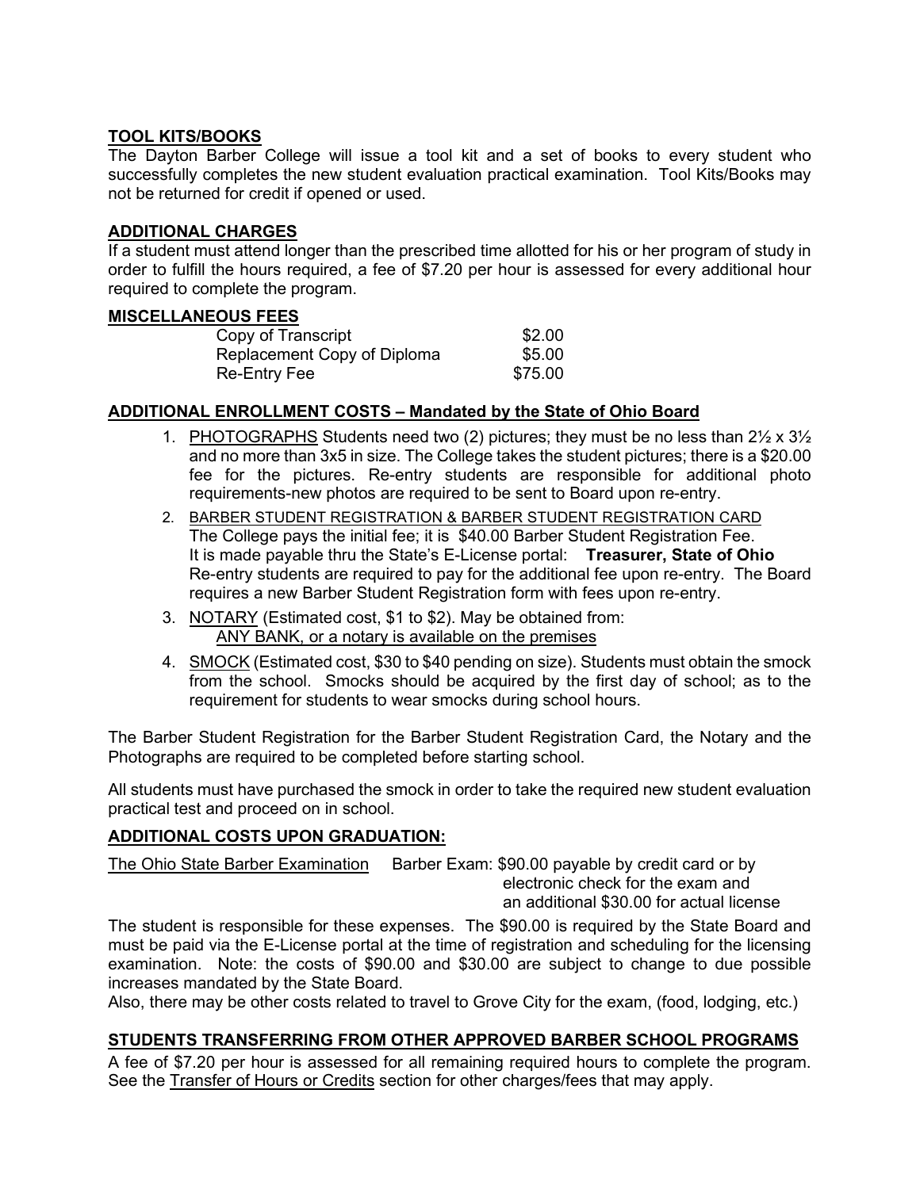## TOOL KITS/BOOKS

The Dayton Barber College will issue a tool kit and a set of books to every student who successfully completes the new student evaluation practical examination. Tool Kits/Books may not be returned for credit if opened or used.

## ADDITIONAL CHARGES

If a student must attend longer than the prescribed time allotted for his or her program of study in order to fulfill the hours required, a fee of $7.20 per hour is assessed for every additional hour required to complete the program.

## MISCELLANEOUS FEES

| | |
|---|---|
| Copy of Transcript | $2.00 |
| Replacement Copy of Diploma | $5.00 |
| Re-Entry Fee | $75.00 |

## ADDITIONAL ENROLLMENT COSTS – Mandated by the State of Ohio Board

1. PHOTOGRAPHS Students need two (2) pictures; they must be no less than 2½ x 3½ and no more than 3x5 in size. The College takes the student pictures; there is a $20.00 fee for the pictures. Re-entry students are responsible for additional photo requirements-new photos are required to be sent to Board upon re-entry.
2. BARBER STUDENT REGISTRATION & BARBER STUDENT REGISTRATION CARD
   The College pays the initial fee; it is $40.00 Barber Student Registration Fee.
   It is made payable thru the State's E-License portal: **Treasurer, State of Ohio**
   Re-entry students are required to pay for the additional fee upon re-entry. The Board requires a new Barber Student Registration form with fees upon re-entry.
3. NOTARY (Estimated cost, $1 to $2). May be obtained from:
   ANY BANK, or a notary is available on the premises
4. SMOCK (Estimated cost, $30 to $40 pending on size). Students must obtain the smock from the school. Smocks should be acquired by the first day of school; as to the requirement for students to wear smocks during school hours.

The Barber Student Registration for the Barber Student Registration Card, the Notary and the Photographs are required to be completed before starting school.

All students must have purchased the smock in order to take the required new student evaluation practical test and proceed on in school.

## ADDITIONAL COSTS UPON GRADUATION:

The Ohio State Barber Examination Barber Exam: $90.00 payable by credit card or by electronic check for the exam and an additional $30.00 for actual license

The student is responsible for these expenses. The $90.00 is required by the State Board and must be paid via the E-License portal at the time of registration and scheduling for the licensing examination. Note: the costs of $90.00 and $30.00 are subject to change to due possible increases mandated by the State Board.
Also, there may be other costs related to travel to Grove City for the exam, (food, lodging, etc.)

## STUDENTS TRANSFERRING FROM OTHER APPROVED BARBER SCHOOL PROGRAMS

A fee of $7.20 per hour is assessed for all remaining required hours to complete the program. See the Transfer of Hours or Credits section for other charges/fees that may apply.